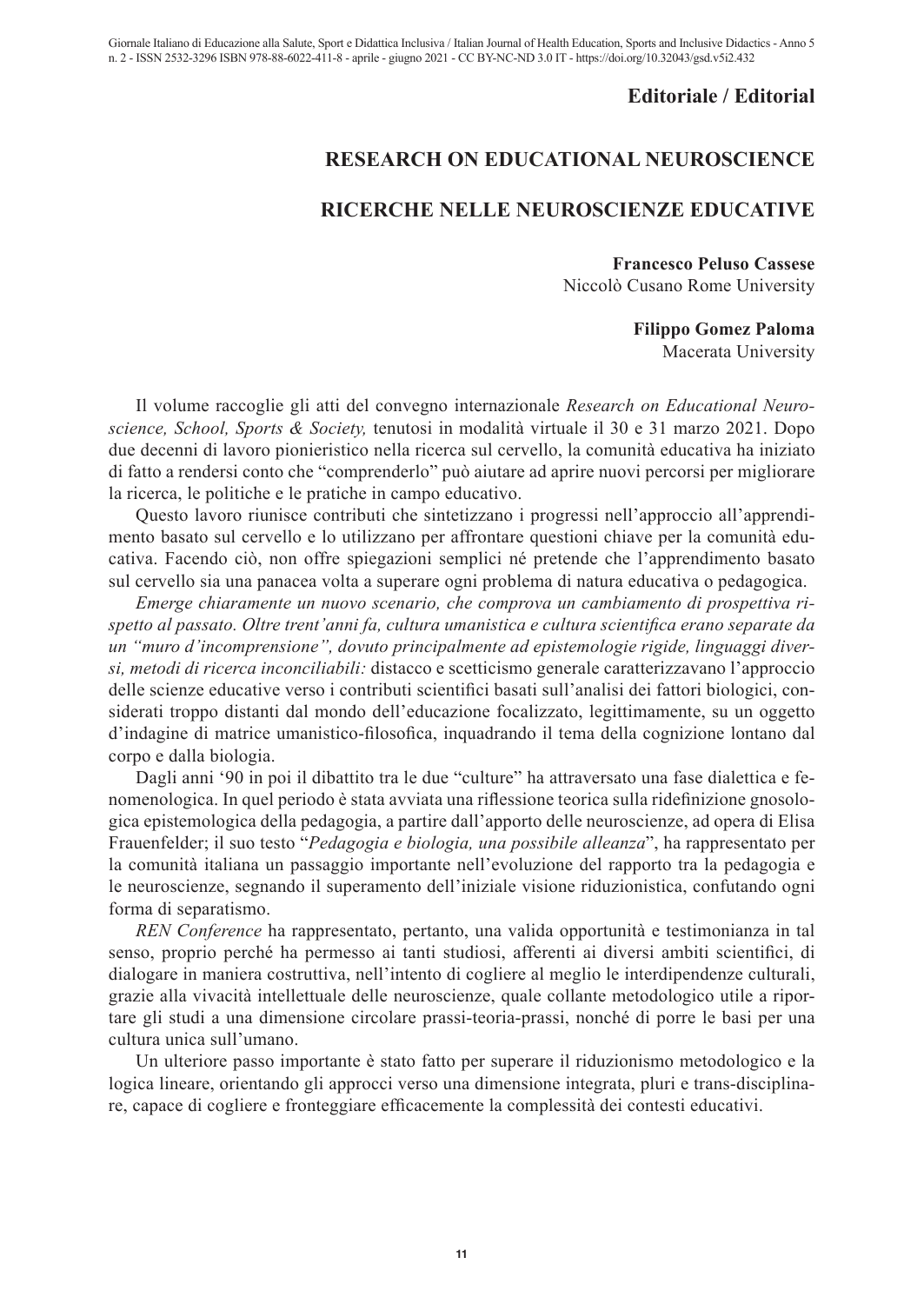**Editoriale / Editorial**

# RESEARCH ON EDUCATIONAL NEUROSCIENCE

# RICERCHE NELLE NEUROSCIENZE EDUCATIVE

**Francesco Peluso Cassese**
Niccolò Cusano Rome University

**Filippo Gomez Paloma**
Macerata University

Il volume raccoglie gli atti del convegno internazionale *Research on Educational Neuroscience, School, Sports & Society,* tenutosi in modalità virtuale il 30 e 31 marzo 2021. Dopo due decenni di lavoro pionieristico nella ricerca sul cervello, la comunità educativa ha iniziato di fatto a rendersi conto che "comprenderlo" può aiutare ad aprire nuovi percorsi per migliorare la ricerca, le politiche e le pratiche in campo educativo.

Questo lavoro riunisce contributi che sintetizzano i progressi nell'approccio all'apprendimento basato sul cervello e lo utilizzano per affrontare questioni chiave per la comunità educativa. Facendo ciò, non offre spiegazioni semplici né pretende che l'apprendimento basato sul cervello sia una panacea volta a superare ogni problema di natura educativa o pedagogica.

*Emerge chiaramente un nuovo scenario, che comprova un cambiamento di prospettiva rispetto al passato. Oltre trent'anni fa, cultura umanistica e cultura scientifica erano separate da un "muro d'incomprensione", dovuto principalmente ad epistemologie rigide, linguaggi diversi, metodi di ricerca inconciliabili:* distacco e scetticismo generale caratterizzavano l'approccio delle scienze educative verso i contributi scientifici basati sull'analisi dei fattori biologici, considerati troppo distanti dal mondo dell'educazione focalizzato, legittimamente, su un oggetto d'indagine di matrice umanistico-filosofica, inquadrando il tema della cognizione lontano dal corpo e dalla biologia.

Dagli anni '90 in poi il dibattito tra le due "culture" ha attraversato una fase dialettica e fenomenologica. In quel periodo è stata avviata una riflessione teorica sulla ridefinizione gnosologica epistemologica della pedagogia, a partire dall'apporto delle neuroscienze, ad opera di Elisa Frauenfelder; il suo testo "*Pedagogia e biologia, una possibile alleanza*", ha rappresentato per la comunità italiana un passaggio importante nell'evoluzione del rapporto tra la pedagogia e le neuroscienze, segnando il superamento dell'iniziale visione riduzionistica, confutando ogni forma di separatismo.

*REN Conference* ha rappresentato, pertanto, una valida opportunità e testimonianza in tal senso, proprio perché ha permesso ai tanti studiosi, afferenti ai diversi ambiti scientifici, di dialogare in maniera costruttiva, nell'intento di cogliere al meglio le interdipendenze culturali, grazie alla vivacità intellettuale delle neuroscienze, quale collante metodologico utile a riportare gli studi a una dimensione circolare prassi-teoria-prassi, nonché di porre le basi per una cultura unica sull'umano.

Un ulteriore passo importante è stato fatto per superare il riduzionismo metodologico e la logica lineare, orientando gli approcci verso una dimensione integrata, pluri e trans-disciplinare, capace di cogliere e fronteggiare efficacemente la complessità dei contesti educativi.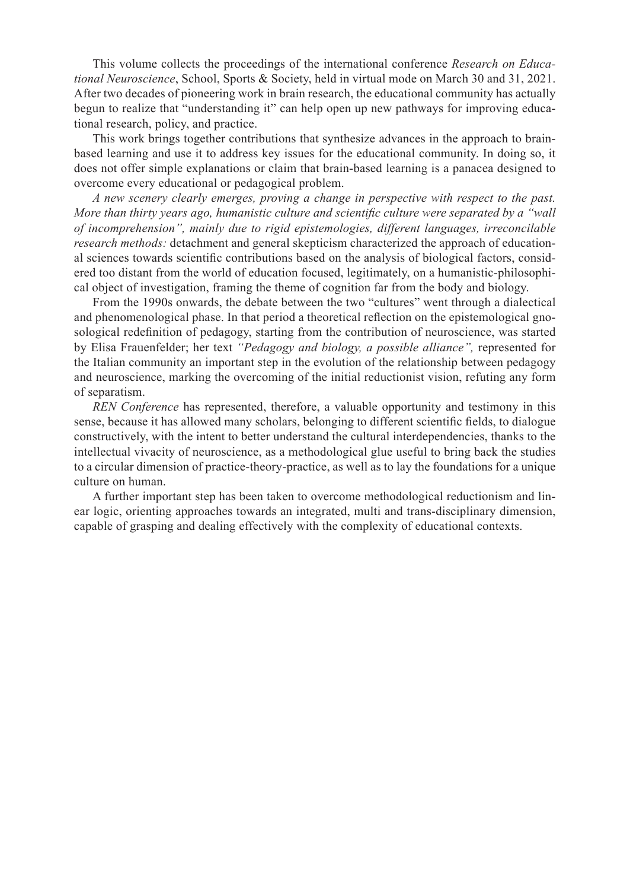This volume collects the proceedings of the international conference *Research on Educational Neuroscience*, School, Sports & Society, held in virtual mode on March 30 and 31, 2021. After two decades of pioneering work in brain research, the educational community has actually begun to realize that "understanding it" can help open up new pathways for improving educational research, policy, and practice.

This work brings together contributions that synthesize advances in the approach to brain-based learning and use it to address key issues for the educational community. In doing so, it does not offer simple explanations or claim that brain-based learning is a panacea designed to overcome every educational or pedagogical problem.

*A new scenery clearly emerges, proving a change in perspective with respect to the past. More than thirty years ago, humanistic culture and scientific culture were separated by a "wall of incomprehension", mainly due to rigid epistemologies, different languages, irreconcilable research methods:* detachment and general skepticism characterized the approach of educational sciences towards scientific contributions based on the analysis of biological factors, considered too distant from the world of education focused, legitimately, on a humanistic-philosophical object of investigation, framing the theme of cognition far from the body and biology.

From the 1990s onwards, the debate between the two "cultures" went through a dialectical and phenomenological phase. In that period a theoretical reflection on the epistemological gnosological redefinition of pedagogy, starting from the contribution of neuroscience, was started by Elisa Frauenfelder; her text *"Pedagogy and biology, a possible alliance",* represented for the Italian community an important step in the evolution of the relationship between pedagogy and neuroscience, marking the overcoming of the initial reductionist vision, refuting any form of separatism.

*REN Conference* has represented, therefore, a valuable opportunity and testimony in this sense, because it has allowed many scholars, belonging to different scientific fields, to dialogue constructively, with the intent to better understand the cultural interdependencies, thanks to the intellectual vivacity of neuroscience, as a methodological glue useful to bring back the studies to a circular dimension of practice-theory-practice, as well as to lay the foundations for a unique culture on human.

A further important step has been taken to overcome methodological reductionism and linear logic, orienting approaches towards an integrated, multi and trans-disciplinary dimension, capable of grasping and dealing effectively with the complexity of educational contexts.